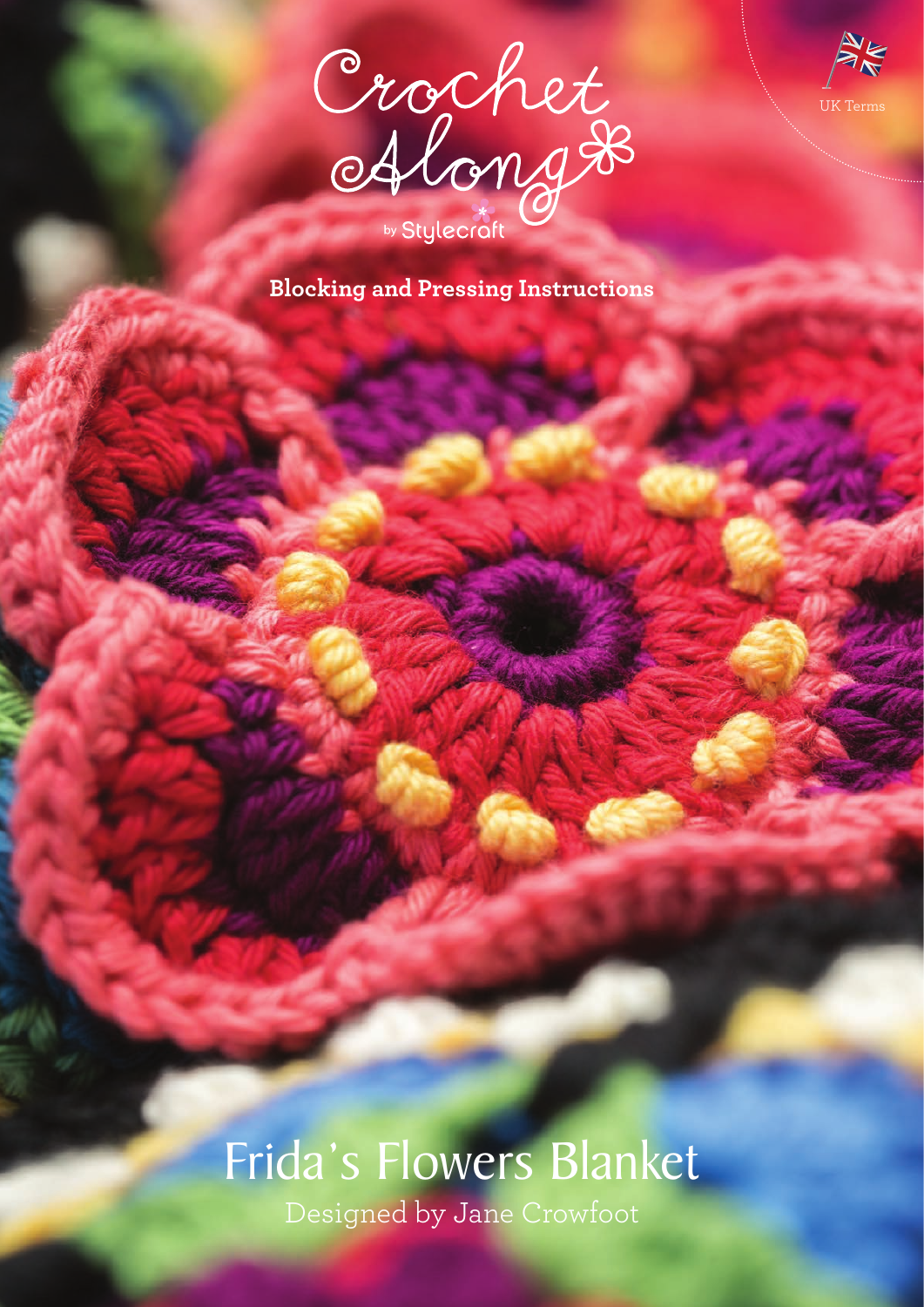# Crochet Along

by Stylecraft

UK Terms

## Blocking and Pressing Instructions

# Frida's Flowers Blanket

Designed by Jane Crowfoot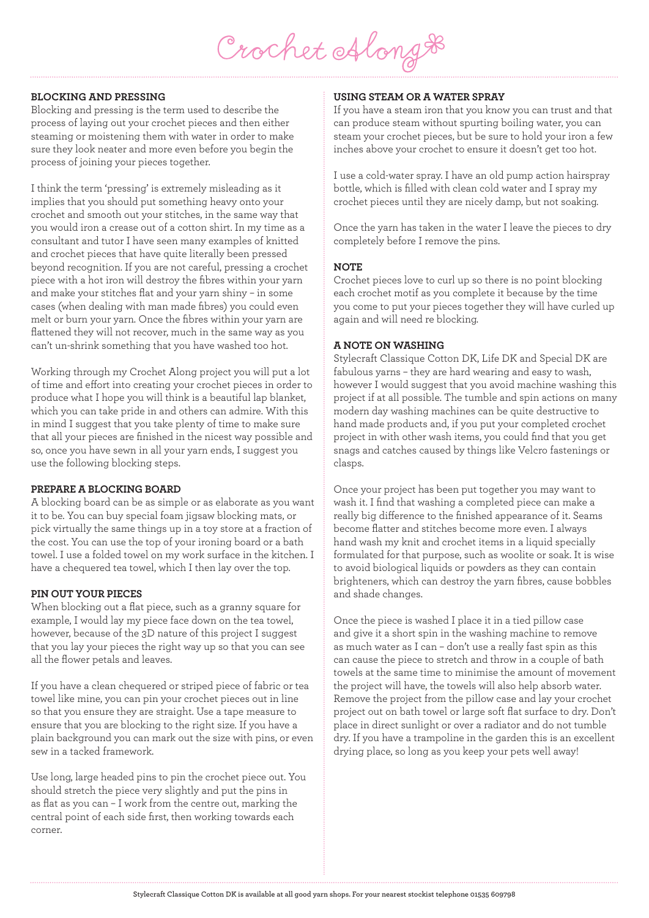# Crochet Along

## BLOCKING AND PRESSING

Blocking and pressing is the term used to describe the process of laying out your crochet pieces and then either steaming or moistening them with water in order to make sure they look neater and more even before you begin the process of joining your pieces together.

I think the term 'pressing' is extremely misleading as it implies that you should put something heavy onto your crochet and smooth out your stitches, in the same way that you would iron a crease out of a cotton shirt. In my time as a consultant and tutor I have seen many examples of knitted and crochet pieces that have quite literally been pressed beyond recognition. If you are not careful, pressing a crochet piece with a hot iron will destroy the fibres within your yarn and make your stitches flat and your yarn shiny – in some cases (when dealing with man made fibres) you could even melt or burn your yarn. Once the fibres within your yarn are flattened they will not recover, much in the same way as you can't un-shrink something that you have washed too hot.

Working through my Crochet Along project you will put a lot of time and effort into creating your crochet pieces in order to produce what I hope you will think is a beautiful lap blanket, which you can take pride in and others can admire. With this in mind I suggest that you take plenty of time to make sure that all your pieces are finished in the nicest way possible and so, once you have sewn in all your yarn ends, I suggest you use the following blocking steps.

## PREPARE A BLOCKING BOARD

A blocking board can be as simple or as elaborate as you want it to be. You can buy special foam jigsaw blocking mats, or pick virtually the same things up in a toy store at a fraction of the cost. You can use the top of your ironing board or a bath towel. I use a folded towel on my work surface in the kitchen. I have a chequered tea towel, which I then lay over the top.

## PIN OUT YOUR PIECES

When blocking out a flat piece, such as a granny square for example, I would lay my piece face down on the tea towel, however, because of the 3D nature of this project I suggest that you lay your pieces the right way up so that you can see all the flower petals and leaves.

If you have a clean chequered or striped piece of fabric or tea towel like mine, you can pin your crochet pieces out in line so that you ensure they are straight. Use a tape measure to ensure that you are blocking to the right size. If you have a plain background you can mark out the size with pins, or even sew in a tacked framework.

Use long, large headed pins to pin the crochet piece out. You should stretch the piece very slightly and put the pins in as flat as you can – I work from the centre out, marking the central point of each side first, then working towards each corner.

## USING STEAM OR A WATER SPRAY

If you have a steam iron that you know you can trust and that can produce steam without spurting boiling water, you can steam your crochet pieces, but be sure to hold your iron a few inches above your crochet to ensure it doesn't get too hot.

I use a cold-water spray. I have an old pump action hairspray bottle, which is filled with clean cold water and I spray my crochet pieces until they are nicely damp, but not soaking.

Once the yarn has taken in the water I leave the pieces to dry completely before I remove the pins.

## NOTE

Crochet pieces love to curl up so there is no point blocking each crochet motif as you complete it because by the time you come to put your pieces together they will have curled up again and will need re blocking.

## A NOTE ON WASHING

Stylecraft Classique Cotton DK, Life DK and Special DK are fabulous yarns – they are hard wearing and easy to wash, however I would suggest that you avoid machine washing this project if at all possible. The tumble and spin actions on many modern day washing machines can be quite destructive to hand made products and, if you put your completed crochet project in with other wash items, you could find that you get snags and catches caused by things like Velcro fastenings or clasps.

Once your project has been put together you may want to wash it. I find that washing a completed piece can make a really big difference to the finished appearance of it. Seams become flatter and stitches become more even. I always hand wash my knit and crochet items in a liquid specially formulated for that purpose, such as woolite or soak. It is wise to avoid biological liquids or powders as they can contain brighteners, which can destroy the yarn fibres, cause bobbles and shade changes.

Once the piece is washed I place it in a tied pillow case and give it a short spin in the washing machine to remove as much water as I can – don't use a really fast spin as this can cause the piece to stretch and throw in a couple of bath towels at the same time to minimise the amount of movement the project will have, the towels will also help absorb water. Remove the project from the pillow case and lay your crochet project out on bath towel or large soft flat surface to dry. Don't place in direct sunlight or over a radiator and do not tumble dry. If you have a trampoline in the garden this is an excellent drying place, so long as you keep your pets well away!

Stylecraft Classique Cotton DK is available at all good yarn shops. For your nearest stockist telephone 01535 609798